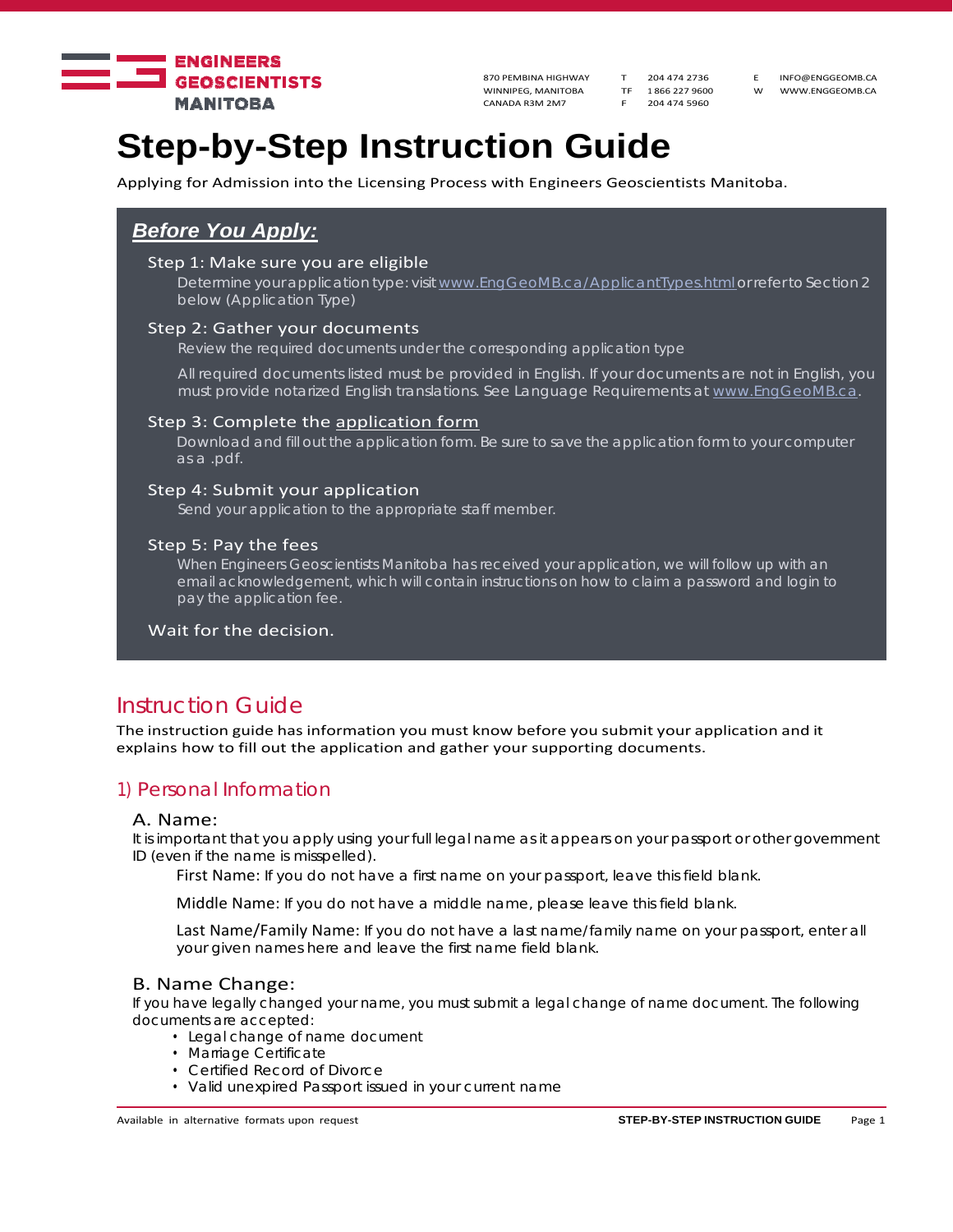ENGINEERS GEOSCIENTISTS MANITOBA

870 PEMBINA HIGHWAY
WINNIPEG, MANITOBA
CANADA R3M 2M7

T 204 474 2736
TF 1 866 227 9600
F 204 474 5960

E INFO@ENGGEOMB.CA
W WWW.ENGGEOMB.CA

# Step-by-Step Instruction Guide

Applying for Admission into the Licensing Process with Engineers Geoscientists Manitoba.

## *Before You Apply:*

### Step 1: Make sure you are eligible

Determine your application type: visit www.EngGeoMB.ca/ApplicantTypes.html or refer to Section 2 below (Application Type)

### Step 2: Gather your documents

Review the required documents under the corresponding application type

All required documents listed must be provided in English. If your documents are not in English, you must provide notarized English translations. See Language Requirements at www.EngGeoMB.ca.

### Step 3: Complete the application form

Download and fill out the application form. Be sure to save the application form to your computer as a .pdf.

### Step 4: Submit your application

Send your application to the appropriate staff member.

### Step 5: Pay the fees

When Engineers Geoscientists Manitoba has received your application, we will follow up with an email acknowledgement, which will contain instructions on how to claim a password and login to pay the application fee.

Wait for the decision.

## Instruction Guide

The instruction guide has information you must know before you submit your application and it explains how to fill out the application and gather your supporting documents.

## 1) Personal Information

### A. Name:

It is important that you apply using your full legal name as it appears on your passport or other government ID (even if the name is misspelled).

First Name: If you do not have a first name on your passport, leave this field blank.

Middle Name: If you do not have a middle name, please leave this field blank.

Last Name/Family Name: If you do not have a last name/family name on your passport, enter all your given names here and leave the first name field blank.

### B. Name Change:

If you have legally changed your name, you must submit a legal change of name document. The following documents are accepted:

- Legal change of name document
- Marriage Certificate
- Certified Record of Divorce
- Valid unexpired Passport issued in your current name

Available in alternative formats upon request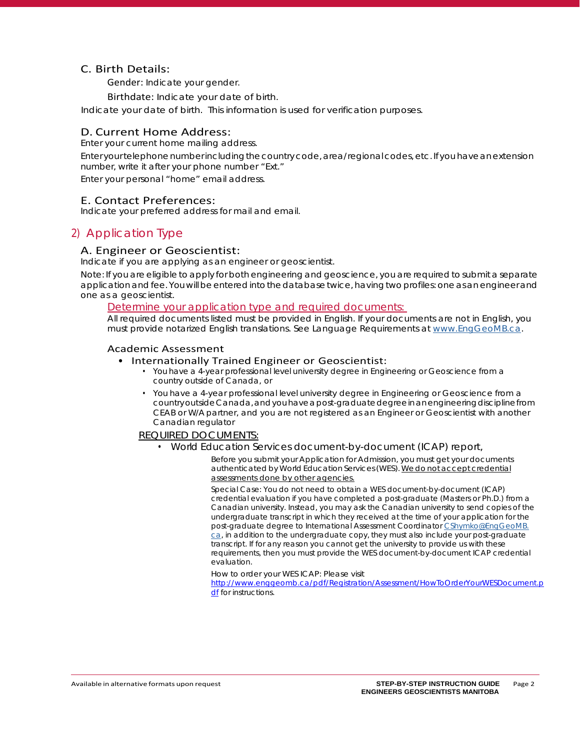### C. Birth Details:

Gender: Indicate your gender.

Birthdate: Indicate your date of birth.

Indicate your date of birth. This information is used for verification purposes.

### D. Current Home Address:

Enter your current home mailing address.

Enter your telephone number including the country code, area/regional codes, etc. If you have an extension number, write it after your phone number "Ext."

Enter your personal "home" email address.

### E. Contact Preferences:

Indicate your preferred address for mail and email.

## 2) Application Type

### A. Engineer or Geoscientist:

Indicate if you are applying as an engineer or geoscientist.

Note: If you are eligible to apply for both engineering and geoscience, you are required to submit a separate application and fee. You will be entered into the database twice, having two profiles: one as an engineer and one as a geoscientist.

Determine your application type and required documents:

All required documents listed must be provided in English. If your documents are not in English, you must provide notarized English translations. See Language Requirements at www.EngGeoMB.ca.

#### Academic Assessment

- Internationally Trained Engineer or Geoscientist:
  - You have a 4-year professional level university degree in Engineering or Geoscience from a country outside of Canada, or
  - You have a 4-year professional level university degree in Engineering or Geoscience from a country outside Canada, and you have a post-graduate degree in an engineering discipline from CEAB or W/A partner, and you are not registered as an Engineer or Geoscientist with another Canadian regulator

REQUIRED DOCUMENTS:

- World Education Services document-by-document (ICAP) report,

  Before you submit your Application for Admission, you must get your documents authenticated by World Education Services (WES). We do not accept credential assessments done by other agencies.

  Special Case: You do not need to obtain a WES document-by-document (ICAP) credential evaluation if you have completed a post-graduate (Masters or Ph.D.) from a Canadian university. Instead, you may ask the Canadian university to send copies of the undergraduate transcript in which they received at the time of your application for the post-graduate degree to International Assessment Coordinator CShymko@EngGeoMB.ca, in addition to the undergraduate copy, they must also include your post-graduate transcript. If for any reason you cannot get the university to provide us with these requirements, then you must provide the WES document-by-document ICAP credential evaluation.

  How to order your WES ICAP: Please visit http://www.enggeomb.ca/pdf/Registration/Assessment/HowToOrderYourWESDocument.pdf for instructions.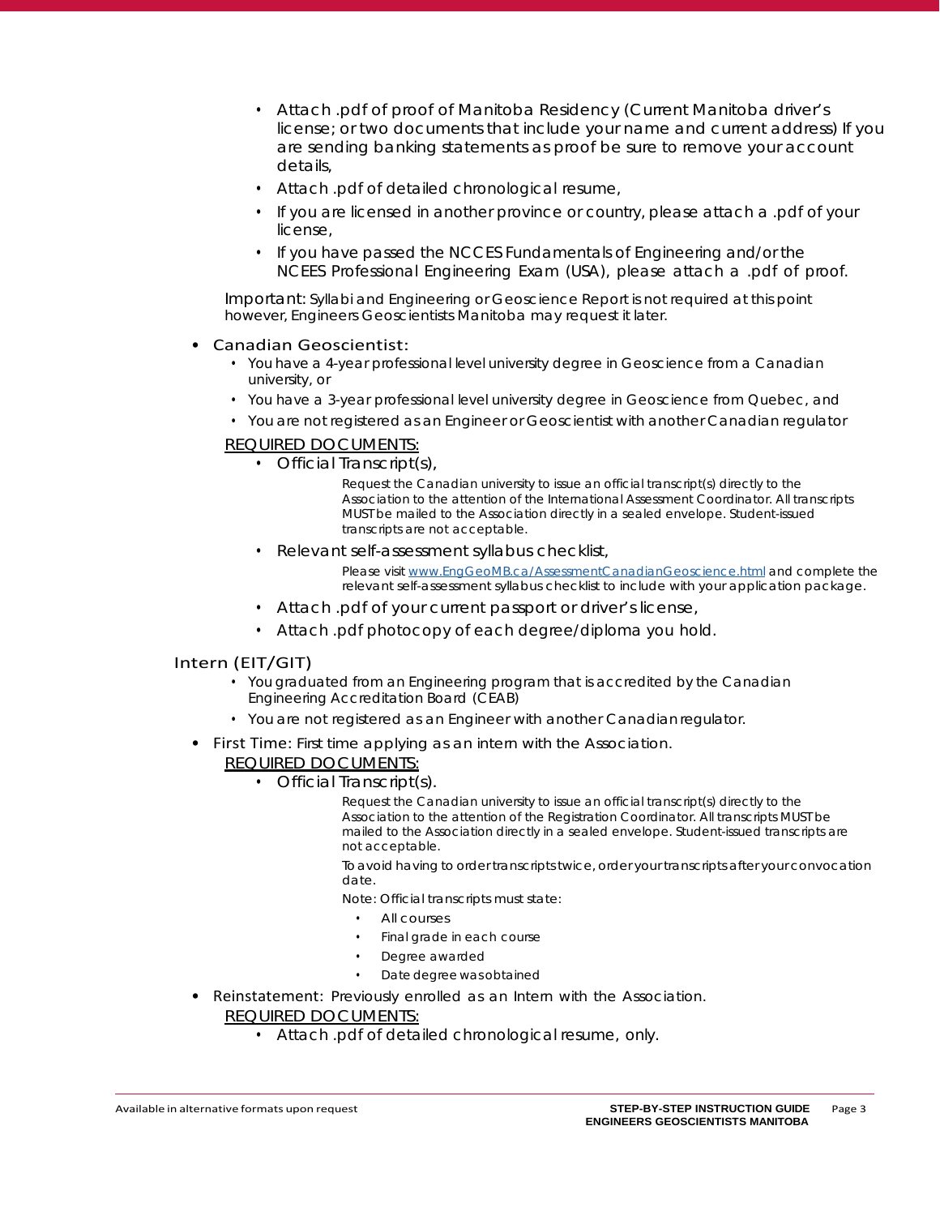- Attach .pdf of proof of Manitoba Residency (Current Manitoba driver's license; or two documents that include your name and current address) If you are sending banking statements as proof be sure to remove your account details,
- Attach .pdf of detailed chronological resume,
- If you are licensed in another province or country, please attach a .pdf of your license,
- If you have passed the NCCES Fundamentals of Engineering and/or the NCEES Professional Engineering Exam (USA), please attach a .pdf of proof.

Important: Syllabi and Engineering or Geoscience Report is not required at this point however, Engineers Geoscientists Manitoba may request it later.

- Canadian Geoscientist:
  - You have a 4-year professional level university degree in Geoscience from a Canadian university, or
  - You have a 3-year professional level university degree in Geoscience from Quebec, and
  - You are not registered as an Engineer or Geoscientist with another Canadian regulator

  REQUIRED DOCUMENTS:

  - Official Transcript(s),

    Request the Canadian university to issue an official transcript(s) directly to the Association to the attention of the International Assessment Coordinator. All transcripts MUST be mailed to the Association directly in a sealed envelope. Student-issued transcripts are not acceptable.

  - Relevant self-assessment syllabus checklist,

    Please visit www.EngGeoMB.ca/AssessmentCanadianGeoscience.html and complete the relevant self-assessment syllabus checklist to include with your application package.

  - Attach .pdf of your current passport or driver's license,
  - Attach .pdf photocopy of each degree/diploma you hold.

## Intern (EIT/GIT)

- You graduated from an Engineering program that is accredited by the Canadian Engineering Accreditation Board (CEAB)
- You are not registered as an Engineer with another Canadian regulator.

- First Time: First time applying as an intern with the Association.

  REQUIRED DOCUMENTS:

  - Official Transcript(s).

    Request the Canadian university to issue an official transcript(s) directly to the Association to the attention of the Registration Coordinator. All transcripts MUST be mailed to the Association directly in a sealed envelope. Student-issued transcripts are not acceptable.

    To avoid having to order transcripts twice, order your transcripts after your convocation date.

    Note: Official transcripts must state:

    - All courses
    - Final grade in each course
    - Degree awarded
    - Date degree was obtained

- Reinstatement: Previously enrolled as an Intern with the Association.

  REQUIRED DOCUMENTS:

  - Attach .pdf of detailed chronological resume, only.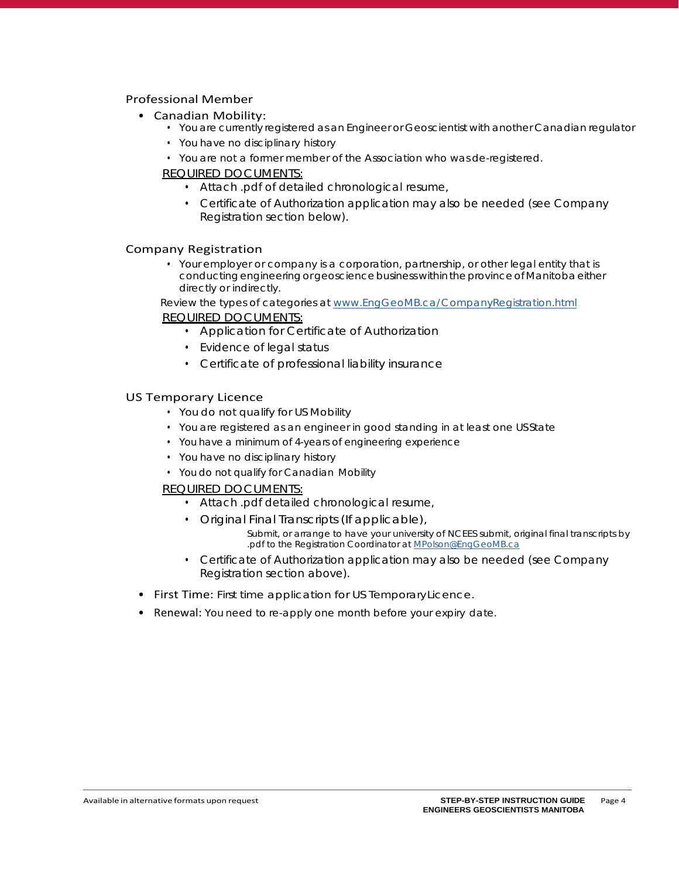### Professional Member

- Canadian Mobility:
  - You are currently registered as an Engineer or Geoscientist with another Canadian regulator
  - You have no disciplinary history
  - You are not a former member of the Association who was de-registered.

  <u>REQUIRED DOCUMENTS:</u>
  - Attach .pdf of detailed chronological resume,
  - Certificate of Authorization application may also be needed (see Company Registration section below).

### Company Registration

- Your employer or company is a corporation, partnership, or other legal entity that is conducting engineering or geoscience business within the province of Manitoba either directly or indirectly.

Review the types of categories at www.EngGeoMB.ca/CompanyRegistration.html

<u>REQUIRED DOCUMENTS:</u>
- Application for Certificate of Authorization
- Evidence of legal status
- Certificate of professional liability insurance

### US Temporary Licence

- You do not qualify for US Mobility
- You are registered as an engineer in good standing in at least one US State
- You have a minimum of 4-years of engineering experience
- You have no disciplinary history
- You do not qualify for Canadian Mobility

<u>REQUIRED DOCUMENTS:</u>
- Attach .pdf detailed chronological resume,
- Original Final Transcripts (If applicable),

  Submit, or arrange to have your university of NCEES submit, original final transcripts by .pdf to the Registration Coordinator at MPolson@EngGeoMB.ca
- Certificate of Authorization application may also be needed (see Company Registration section above).

- First Time: First time application for US Temporary Licence.
- Renewal: You need to re-apply one month before your expiry date.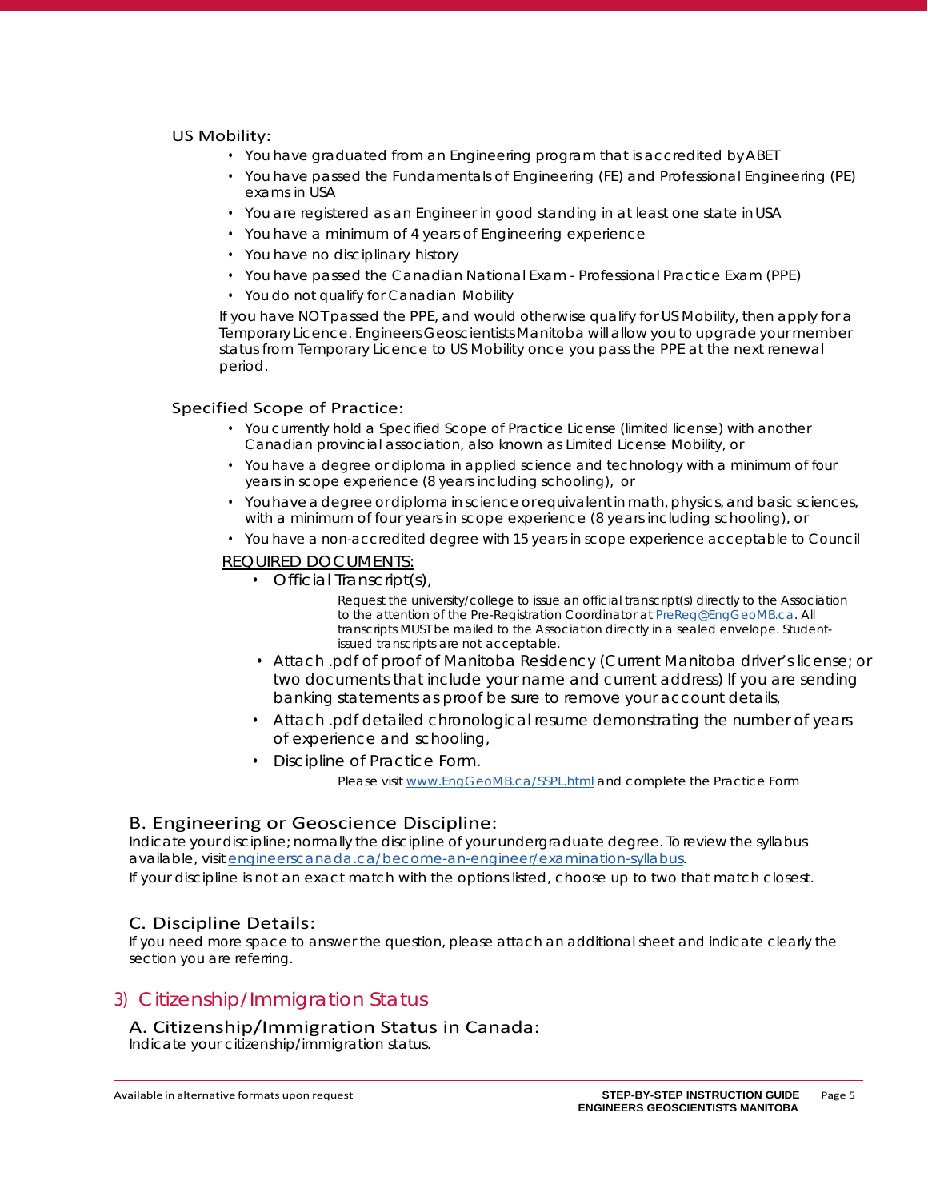US Mobility:

- You have graduated from an Engineering program that is accredited by ABET
- You have passed the Fundamentals of Engineering (FE) and Professional Engineering (PE) exams in USA
- You are registered as an Engineer in good standing in at least one state in USA
- You have a minimum of 4 years of Engineering experience
- You have no disciplinary history
- You have passed the Canadian National Exam - Professional Practice Exam (PPE)
- You do not qualify for Canadian Mobility

If you have NOT passed the PPE, and would otherwise qualify for US Mobility, then apply for a Temporary Licence. Engineers Geoscientists Manitoba will allow you to upgrade your member status from Temporary Licence to US Mobility once you pass the PPE at the next renewal period.

Specified Scope of Practice:

- You currently hold a Specified Scope of Practice License (limited license) with another Canadian provincial association, also known as Limited License Mobility, or
- You have a degree or diploma in applied science and technology with a minimum of four years in scope experience (8 years including schooling), or
- You have a degree or diploma in science or equivalent in math, physics, and basic sciences, with a minimum of four years in scope experience (8 years including schooling), or
- You have a non-accredited degree with 15 years in scope experience acceptable to Council

REQUIRED DOCUMENTS:

- Official Transcript(s),

  Request the university/college to issue an official transcript(s) directly to the Association to the attention of the Pre-Registration Coordinator at PreReg@EngGeoMB.ca. All transcripts MUST be mailed to the Association directly in a sealed envelope. Student-issued transcripts are not acceptable.
- Attach .pdf of proof of Manitoba Residency (Current Manitoba driver's license; or two documents that include your name and current address) If you are sending banking statements as proof be sure to remove your account details,
- Attach .pdf detailed chronological resume demonstrating the number of years of experience and schooling,
- Discipline of Practice Form.

  Please visit www.EngGeoMB.ca/SSPL.html and complete the Practice Form

### B. Engineering or Geoscience Discipline:

Indicate your discipline; normally the discipline of your undergraduate degree. To review the syllabus available, visit engineerscanada.ca/become-an-engineer/examination-syllabus.

If your discipline is not an exact match with the options listed, choose up to two that match closest.

### C. Discipline Details:

If you need more space to answer the question, please attach an additional sheet and indicate clearly the section you are referring.

## 3) Citizenship/Immigration Status

### A. Citizenship/Immigration Status in Canada:

Indicate your citizenship/immigration status.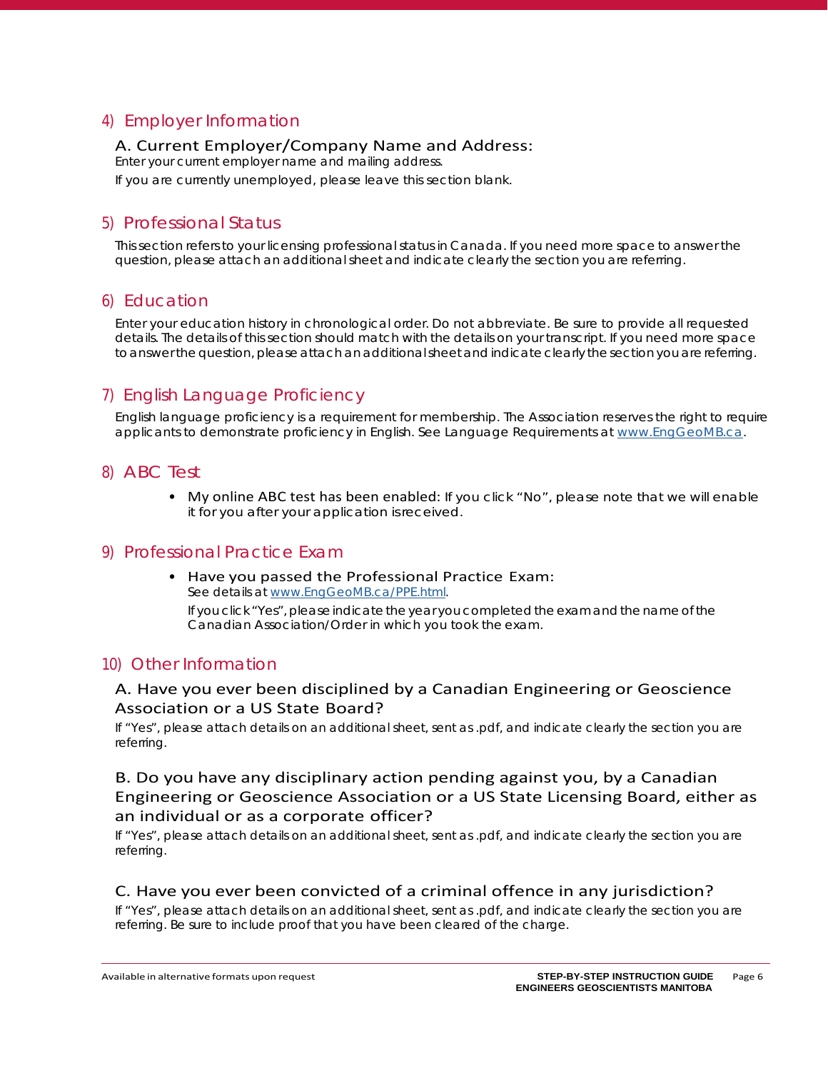## 4) Employer Information

### A. Current Employer/Company Name and Address:

Enter your current employer name and mailing address.

If you are currently unemployed, please leave this section blank.

## 5) Professional Status

This section refers to your licensing professional status in Canada. If you need more space to answer the question, please attach an additional sheet and indicate clearly the section you are referring.

## 6) Education

Enter your education history in chronological order. Do not abbreviate. Be sure to provide all requested details. The details of this section should match with the details on your transcript. If you need more space to answer the question, please attach an additional sheet and indicate clearly the section you are referring.

## 7) English Language Proficiency

English language proficiency is a requirement for membership. The Association reserves the right to require applicants to demonstrate proficiency in English. See Language Requirements at www.EngGeoMB.ca.

## 8) ABC Test

- My online ABC test has been enabled: If you click "No", please note that we will enable it for you after your application is received.

## 9) Professional Practice Exam

- Have you passed the Professional Practice Exam:
  See details at www.EngGeoMB.ca/PPE.html.

  If you click "Yes", please indicate the year you completed the exam and the name of the Canadian Association/Order in which you took the exam.

## 10) Other Information

### A. Have you ever been disciplined by a Canadian Engineering or Geoscience Association or a US State Board?

If "Yes", please attach details on an additional sheet, sent as .pdf, and indicate clearly the section you are referring.

### B. Do you have any disciplinary action pending against you, by a Canadian Engineering or Geoscience Association or a US State Licensing Board, either as an individual or as a corporate officer?

If "Yes", please attach details on an additional sheet, sent as .pdf, and indicate clearly the section you are referring.

### C. Have you ever been convicted of a criminal offence in any jurisdiction?

If "Yes", please attach details on an additional sheet, sent as .pdf, and indicate clearly the section you are referring. Be sure to include proof that you have been cleared of the charge.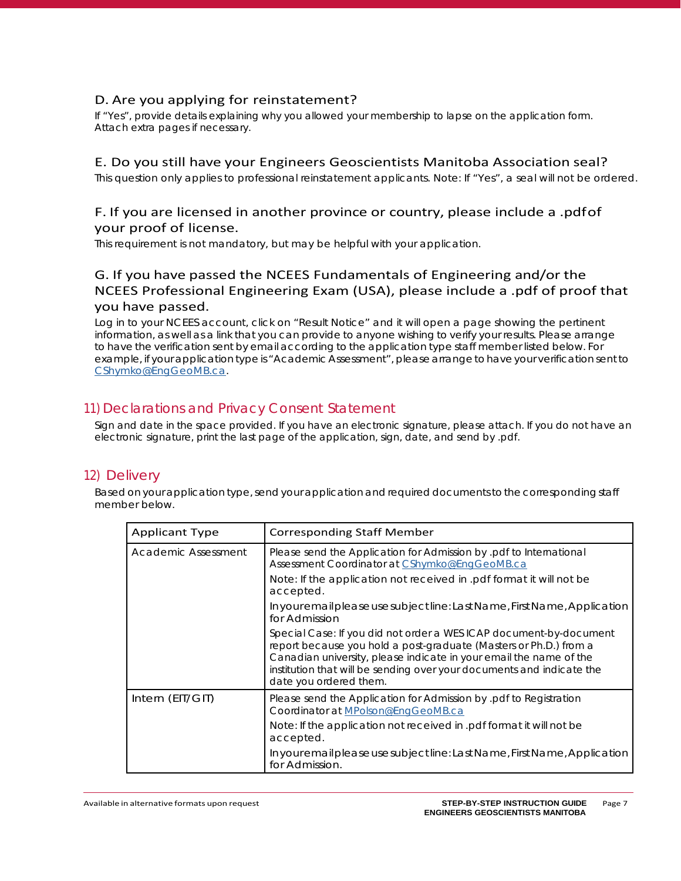### D. Are you applying for reinstatement?

If "Yes", provide details explaining why you allowed your membership to lapse on the application form. Attach extra pages if necessary.

### E. Do you still have your Engineers Geoscientists Manitoba Association seal?

This question only applies to professional reinstatement applicants. Note: If "Yes", a seal will not be ordered.

### F. If you are licensed in another province or country, please include a .pdf of your proof of license.

This requirement is not mandatory, but may be helpful with your application.

### G. If you have passed the NCEES Fundamentals of Engineering and/or the NCEES Professional Engineering Exam (USA), please include a .pdf of proof that you have passed.

Log in to your NCEES account, click on "Result Notice" and it will open a page showing the pertinent information, as well as a link that you can provide to anyone wishing to verify your results. Please arrange to have the verification sent by email according to the application type staff member listed below. For example, if your application type is "Academic Assessment", please arrange to have your verification sent to CShymko@EngGeoMB.ca.

## 11) Declarations and Privacy Consent Statement

Sign and date in the space provided. If you have an electronic signature, please attach. If you do not have an electronic signature, print the last page of the application, sign, date, and send by .pdf.

## 12) Delivery

Based on your application type, send your application and required documents to the corresponding staff member below.

| Applicant Type | Corresponding Staff Member |
|---|---|
| Academic Assessment | Please send the Application for Admission by .pdf to International Assessment Coordinator at CShymko@EngGeoMB.ca<br><br>Note: If the application not received in .pdf format it will not be accepted.<br><br>In your email please use subject line: Last Name, First Name, Application for Admission<br><br>Special Case: If you did not order a WES ICAP document-by-document report because you hold a post-graduate (Masters or Ph.D.) from a Canadian university, please indicate in your email the name of the institution that will be sending over your documents and indicate the date you ordered them. |
| Intern (EIT/GIT) | Please send the Application for Admission by .pdf to Registration Coordinator at MPolson@EngGeoMB.ca<br><br>Note: If the application not received in .pdf format it will not be accepted.<br><br>In your email please use subject line: Last Name, First Name, Application for Admission. |

Available in alternative formats upon request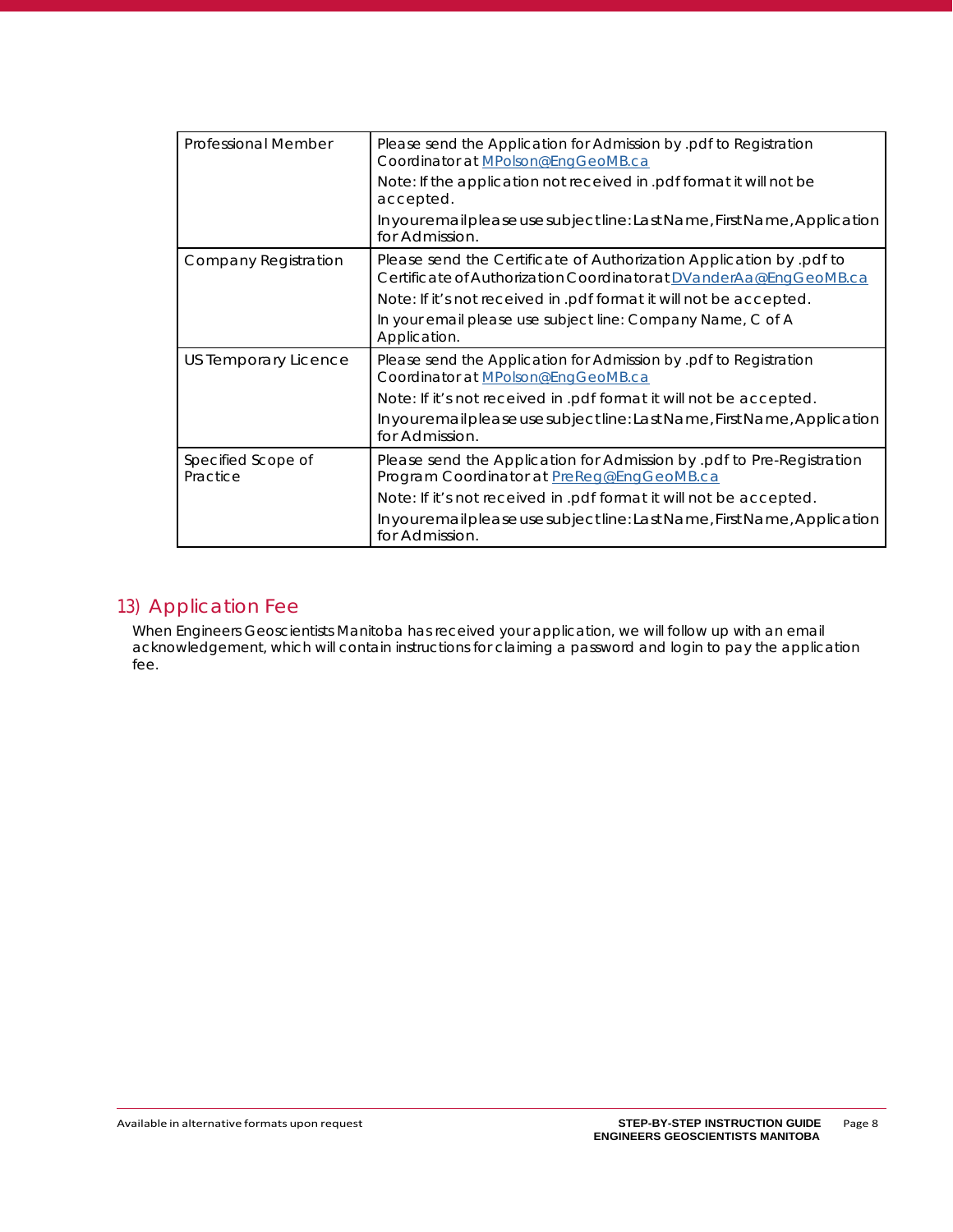| Professional Member | Please send the Application for Admission by .pdf to Registration Coordinator at MPolson@EngGeoMB.ca<br>Note: If the application not received in .pdf format it will not be accepted.<br>In your email please use subject line: Last Name, First Name, Application for Admission. |
|---|---|
| Company Registration | Please send the Certificate of Authorization Application by .pdf to Certificate of Authorization Coordinator at DVanderAa@EngGeoMB.ca<br>Note: If it's not received in .pdf format it will not be accepted.<br>In your email please use subject line: Company Name, C of A Application. |
| US Temporary Licence | Please send the Application for Admission by .pdf to Registration Coordinator at MPolson@EngGeoMB.ca<br>Note: If it's not received in .pdf format it will not be accepted.<br>In your email please use subject line: Last Name, First Name, Application for Admission. |
| Specified Scope of Practice | Please send the Application for Admission by .pdf to Pre-Registration Program Coordinator at PreReg@EngGeoMB.ca<br>Note: If it's not received in .pdf format it will not be accepted.<br>In your email please use subject line: Last Name, First Name, Application for Admission. |

## 13) Application Fee

When Engineers Geoscientists Manitoba has received your application, we will follow up with an email acknowledgement, which will contain instructions for claiming a password and login to pay the application fee.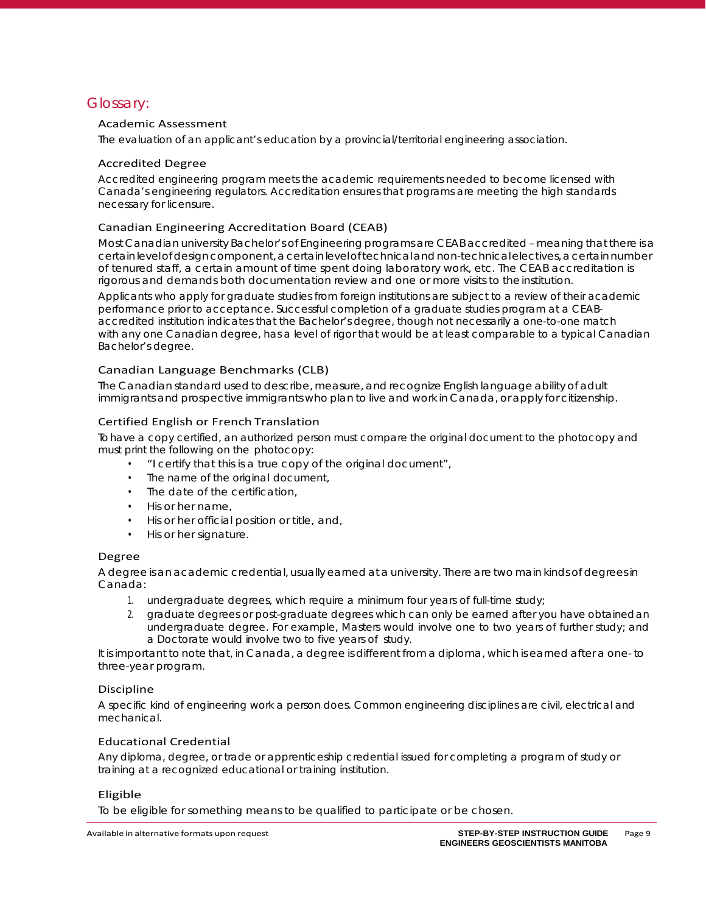# Glossary:

### Academic Assessment

The evaluation of an applicant's education by a provincial/territorial engineering association.

### Accredited Degree

Accredited engineering program meets the academic requirements needed to become licensed with Canada's engineering regulators. Accreditation ensures that programs are meeting the high standards necessary for licensure.

### Canadian Engineering Accreditation Board (CEAB)

Most Canadian university Bachelor's of Engineering programs are CEAB accredited – meaning that there is a certain level of design component, a certain level of technical and non-technical electives, a certain number of tenured staff, a certain amount of time spent doing laboratory work, etc. The CEAB accreditation is rigorous and demands both documentation review and one or more visits to the institution.

Applicants who apply for graduate studies from foreign institutions are subject to a review of their academic performance prior to acceptance. Successful completion of a graduate studies program at a CEAB-accredited institution indicates that the Bachelor's degree, though not necessarily a one-to-one match with any one Canadian degree, has a level of rigor that would be at least comparable to a typical Canadian Bachelor's degree.

### Canadian Language Benchmarks (CLB)

The Canadian standard used to describe, measure, and recognize English language ability of adult immigrants and prospective immigrants who plan to live and work in Canada, or apply for citizenship.

### Certified English or French Translation

To have a copy certified, an authorized person must compare the original document to the photocopy and must print the following on the photocopy:

- "I certify that this is a true copy of the original document",
- The name of the original document,
- The date of the certification,
- His or her name,
- His or her official position or title, and,
- His or her signature.

### Degree

A degree is an academic credential, usually earned at a university. There are two main kinds of degrees in Canada:

1. undergraduate degrees, which require a minimum four years of full-time study;
2. graduate degrees or post-graduate degrees which can only be earned after you have obtained an undergraduate degree. For example, Masters would involve one to two years of further study; and a Doctorate would involve two to five years of study.

It is important to note that, in Canada, a degree is different from a diploma, which is earned after a one- to three-year program.

### Discipline

A specific kind of engineering work a person does. Common engineering disciplines are civil, electrical and mechanical.

### Educational Credential

Any diploma, degree, or trade or apprenticeship credential issued for completing a program of study or training at a recognized educational or training institution.

### Eligible

To be eligible for something means to be qualified to participate or be chosen.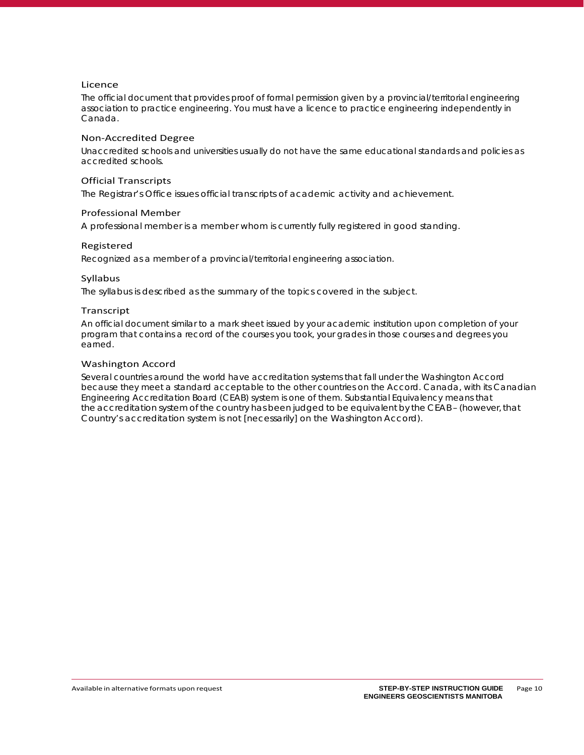### Licence

The official document that provides proof of formal permission given by a provincial/territorial engineering association to practice engineering. You must have a licence to practice engineering independently in Canada.

### Non-Accredited Degree

Unaccredited schools and universities usually do not have the same educational standards and policies as accredited schools.

### Official Transcripts

The Registrar's Office issues official transcripts of academic activity and achievement.

### Professional Member

A professional member is a member whom is currently fully registered in good standing.

### Registered

Recognized as a member of a provincial/territorial engineering association.

### Syllabus

The syllabus is described as the summary of the topics covered in the subject.

### Transcript

An official document similar to a mark sheet issued by your academic institution upon completion of your program that contains a record of the courses you took, your grades in those courses and degrees you earned.

### Washington Accord

Several countries around the world have accreditation systems that fall under the Washington Accord because they meet a standard acceptable to the other countries on the Accord. Canada, with its Canadian Engineering Accreditation Board (CEAB) system is one of them. Substantial Equivalency means that the accreditation system of the country has been judged to be equivalent by the CEAB– (however, that Country's accreditation system is not [necessarily] on the Washington Accord).